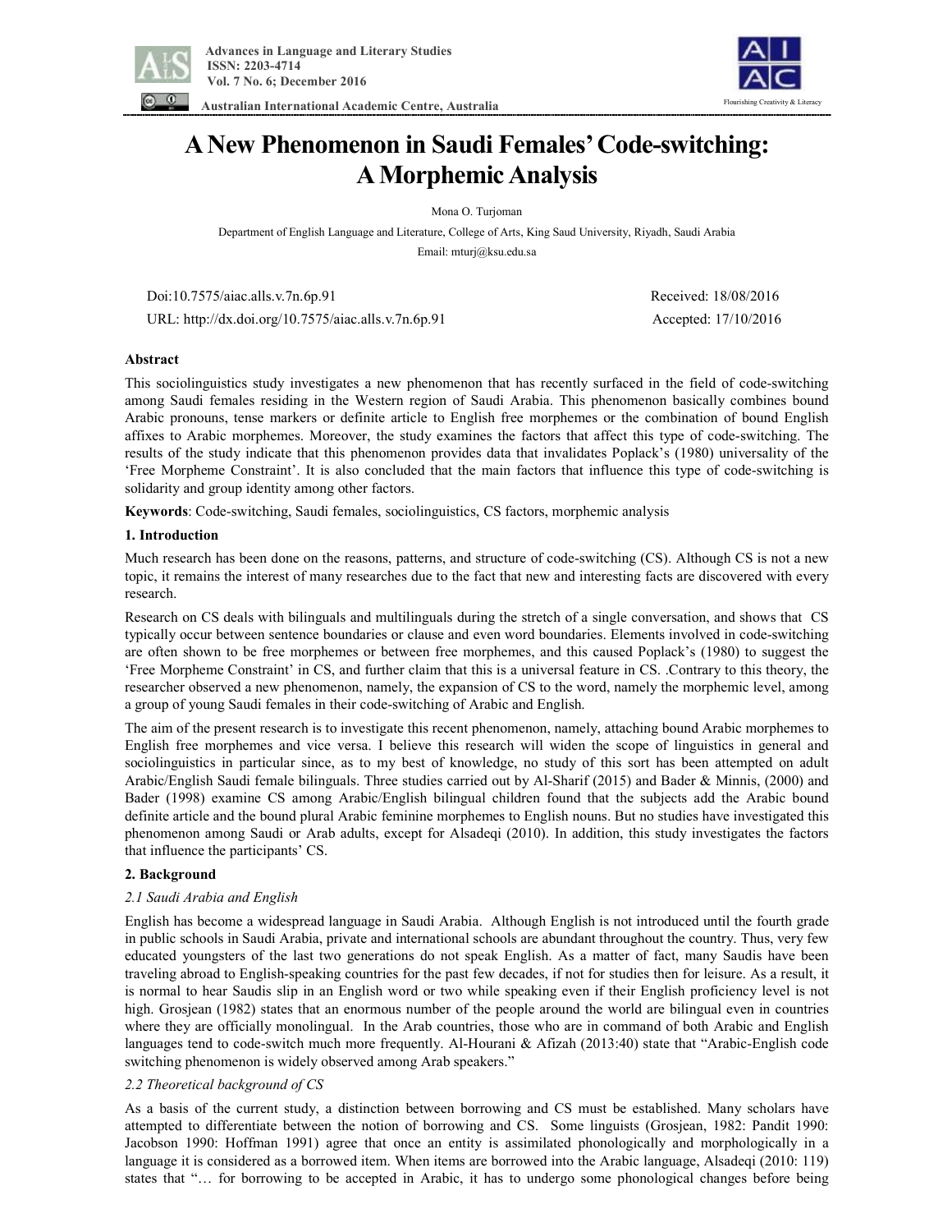# A New Phenomenon in Saudi Females' Code-switching: A Morphemic Analysis

Mona O. Turjoman

Department of English Language and Literature, College of Arts, King Saud University, Riyadh, Saudi Arabia

Email: mturj@ksu.edu.sa

Doi:10.7575/aiac.alls.v.7n.6p.91 Received: 18/08/2016

URL: http://dx.doi.org/10.7575/aiac.alls.v.7n.6p.91 Accepted: 17/10/2016

## Abstract

This sociolinguistics study investigates a new phenomenon that has recently surfaced in the field of code-switching among Saudi females residing in the Western region of Saudi Arabia. This phenomenon basically combines bound Arabic pronouns, tense markers or definite article to English free morphemes or the combination of bound English affixes to Arabic morphemes. Moreover, the study examines the factors that affect this type of code-switching. The results of the study indicate that this phenomenon provides data that invalidates Poplack's (1980) universality of the 'Free Morpheme Constraint'. It is also concluded that the main factors that influence this type of code-switching is solidarity and group identity among other factors.

**Keywords**: Code-switching, Saudi females, sociolinguistics, CS factors, morphemic analysis

## 1. Introduction

Much research has been done on the reasons, patterns, and structure of code-switching (CS). Although CS is not a new topic, it remains the interest of many researches due to the fact that new and interesting facts are discovered with every research.

Research on CS deals with bilinguals and multilinguals during the stretch of a single conversation, and shows that CS typically occur between sentence boundaries or clause and even word boundaries. Elements involved in code-switching are often shown to be free morphemes or between free morphemes, and this caused Poplack's (1980) to suggest the 'Free Morpheme Constraint' in CS, and further claim that this is a universal feature in CS. .Contrary to this theory, the researcher observed a new phenomenon, namely, the expansion of CS to the word, namely the morphemic level, among a group of young Saudi females in their code-switching of Arabic and English.

The aim of the present research is to investigate this recent phenomenon, namely, attaching bound Arabic morphemes to English free morphemes and vice versa. I believe this research will widen the scope of linguistics in general and sociolinguistics in particular since, as to my best of knowledge, no study of this sort has been attempted on adult Arabic/English Saudi female bilinguals. Three studies carried out by Al-Sharif (2015) and Bader & Minnis, (2000) and Bader (1998) examine CS among Arabic/English bilingual children found that the subjects add the Arabic bound definite article and the bound plural Arabic feminine morphemes to English nouns. But no studies have investigated this phenomenon among Saudi or Arab adults, except for Alsadeqi (2010). In addition, this study investigates the factors that influence the participants' CS.

## 2. Background

### *2.1 Saudi Arabia and English*

English has become a widespread language in Saudi Arabia. Although English is not introduced until the fourth grade in public schools in Saudi Arabia, private and international schools are abundant throughout the country. Thus, very few educated youngsters of the last two generations do not speak English. As a matter of fact, many Saudis have been traveling abroad to English-speaking countries for the past few decades, if not for studies then for leisure. As a result, it is normal to hear Saudis slip in an English word or two while speaking even if their English proficiency level is not high. Grosjean (1982) states that an enormous number of the people around the world are bilingual even in countries where they are officially monolingual. In the Arab countries, those who are in command of both Arabic and English languages tend to code-switch much more frequently. Al-Hourani & Afizah (2013:40) state that "Arabic-English code switching phenomenon is widely observed among Arab speakers."

### *2.2 Theoretical background of CS*

As a basis of the current study, a distinction between borrowing and CS must be established. Many scholars have attempted to differentiate between the notion of borrowing and CS. Some linguists (Grosjean, 1982: Pandit 1990: Jacobson 1990: Hoffman 1991) agree that once an entity is assimilated phonologically and morphologically in a language it is considered as a borrowed item. When items are borrowed into the Arabic language, Alsadeqi (2010: 119) states that "… for borrowing to be accepted in Arabic, it has to undergo some phonological changes before being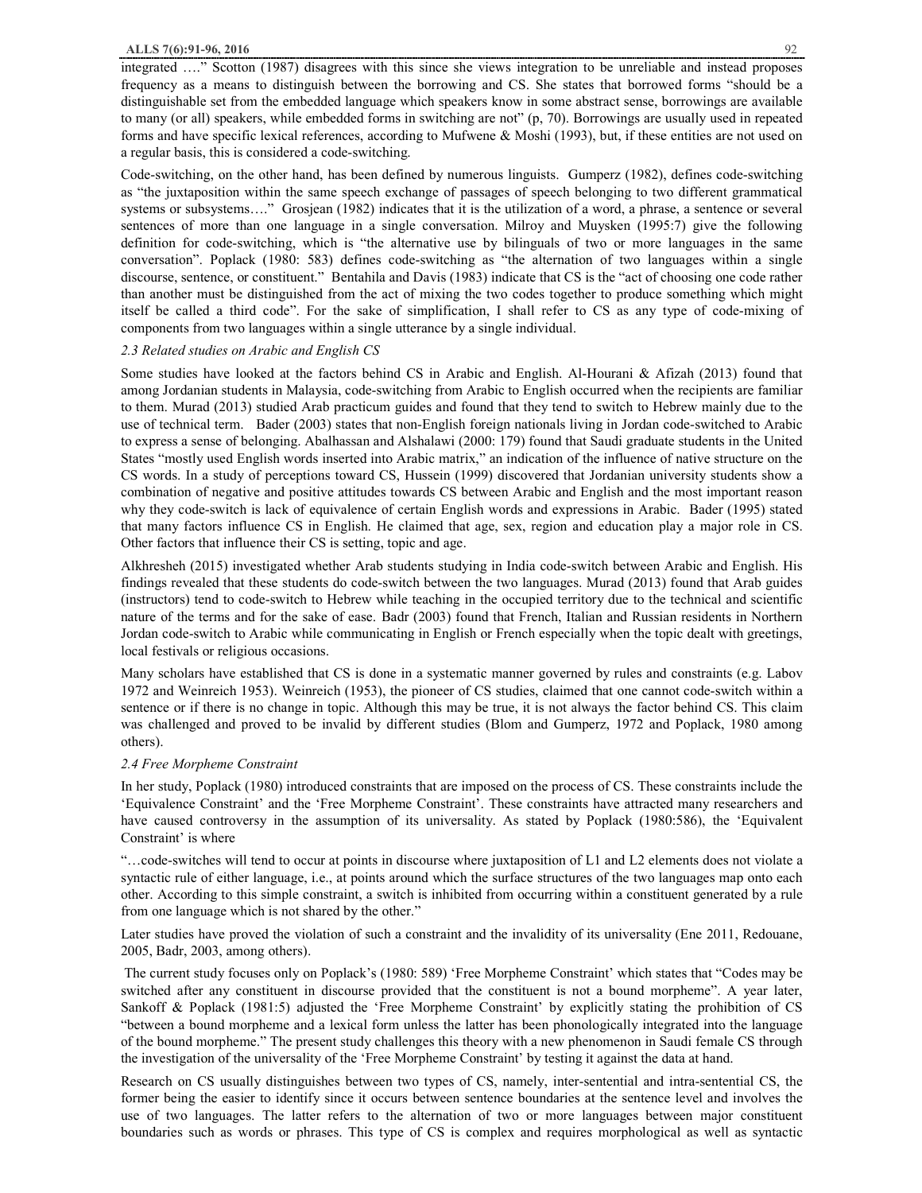integrated ….” Scotton (1987) disagrees with this since she views integration to be unreliable and instead proposes frequency as a means to distinguish between the borrowing and CS. She states that borrowed forms “should be a distinguishable set from the embedded language which speakers know in some abstract sense, borrowings are available to many (or all) speakers, while embedded forms in switching are not” (p, 70). Borrowings are usually used in repeated forms and have specific lexical references, according to Mufwene & Moshi (1993), but, if these entities are not used on a regular basis, this is considered a code-switching.

Code-switching, on the other hand, has been defined by numerous linguists. Gumperz (1982), defines code-switching as “the juxtaposition within the same speech exchange of passages of speech belonging to two different grammatical systems or subsystems….” Grosjean (1982) indicates that it is the utilization of a word, a phrase, a sentence or several sentences of more than one language in a single conversation. Milroy and Muysken (1995:7) give the following definition for code-switching, which is “the alternative use by bilinguals of two or more languages in the same conversation”. Poplack (1980: 583) defines code-switching as “the alternation of two languages within a single discourse, sentence, or constituent.” Bentahila and Davis (1983) indicate that CS is the “act of choosing one code rather than another must be distinguished from the act of mixing the two codes together to produce something which might itself be called a third code”. For the sake of simplification, I shall refer to CS as any type of code-mixing of components from two languages within a single utterance by a single individual.

### *2.3 Related studies on Arabic and English CS*

Some studies have looked at the factors behind CS in Arabic and English. Al-Hourani & Afizah (2013) found that among Jordanian students in Malaysia, code-switching from Arabic to English occurred when the recipients are familiar to them. Murad (2013) studied Arab practicum guides and found that they tend to switch to Hebrew mainly due to the use of technical term. Bader (2003) states that non-English foreign nationals living in Jordan code-switched to Arabic to express a sense of belonging. Abalhassan and Alshalawi (2000: 179) found that Saudi graduate students in the United States “mostly used English words inserted into Arabic matrix,” an indication of the influence of native structure on the CS words. In a study of perceptions toward CS, Hussein (1999) discovered that Jordanian university students show a combination of negative and positive attitudes towards CS between Arabic and English and the most important reason why they code-switch is lack of equivalence of certain English words and expressions in Arabic. Bader (1995) stated that many factors influence CS in English. He claimed that age, sex, region and education play a major role in CS. Other factors that influence their CS is setting, topic and age.

Alkhresheh (2015) investigated whether Arab students studying in India code-switch between Arabic and English. His findings revealed that these students do code-switch between the two languages. Murad (2013) found that Arab guides (instructors) tend to code-switch to Hebrew while teaching in the occupied territory due to the technical and scientific nature of the terms and for the sake of ease. Badr (2003) found that French, Italian and Russian residents in Northern Jordan code-switch to Arabic while communicating in English or French especially when the topic dealt with greetings, local festivals or religious occasions.

Many scholars have established that CS is done in a systematic manner governed by rules and constraints (e.g. Labov 1972 and Weinreich 1953). Weinreich (1953), the pioneer of CS studies, claimed that one cannot code-switch within a sentence or if there is no change in topic. Although this may be true, it is not always the factor behind CS. This claim was challenged and proved to be invalid by different studies (Blom and Gumperz, 1972 and Poplack, 1980 among others).

### *2.4 Free Morpheme Constraint*

In her study, Poplack (1980) introduced constraints that are imposed on the process of CS. These constraints include the ‘Equivalence Constraint’ and the ‘Free Morpheme Constraint’. These constraints have attracted many researchers and have caused controversy in the assumption of its universality. As stated by Poplack (1980:586), the ‘Equivalent Constraint’ is where

“…code-switches will tend to occur at points in discourse where juxtaposition of L1 and L2 elements does not violate a syntactic rule of either language, i.e., at points around which the surface structures of the two languages map onto each other. According to this simple constraint, a switch is inhibited from occurring within a constituent generated by a rule from one language which is not shared by the other.”

Later studies have proved the violation of such a constraint and the invalidity of its universality (Ene 2011, Redouane, 2005, Badr, 2003, among others).

The current study focuses only on Poplack’s (1980: 589) ‘Free Morpheme Constraint’ which states that “Codes may be switched after any constituent in discourse provided that the constituent is not a bound morpheme”. A year later, Sankoff & Poplack (1981:5) adjusted the ‘Free Morpheme Constraint’ by explicitly stating the prohibition of CS “between a bound morpheme and a lexical form unless the latter has been phonologically integrated into the language of the bound morpheme.” The present study challenges this theory with a new phenomenon in Saudi female CS through the investigation of the universality of the ‘Free Morpheme Constraint’ by testing it against the data at hand.

Research on CS usually distinguishes between two types of CS, namely, inter-sentential and intra-sentential CS, the former being the easier to identify since it occurs between sentence boundaries at the sentence level and involves the use of two languages. The latter refers to the alternation of two or more languages between major constituent boundaries such as words or phrases. This type of CS is complex and requires morphological as well as syntactic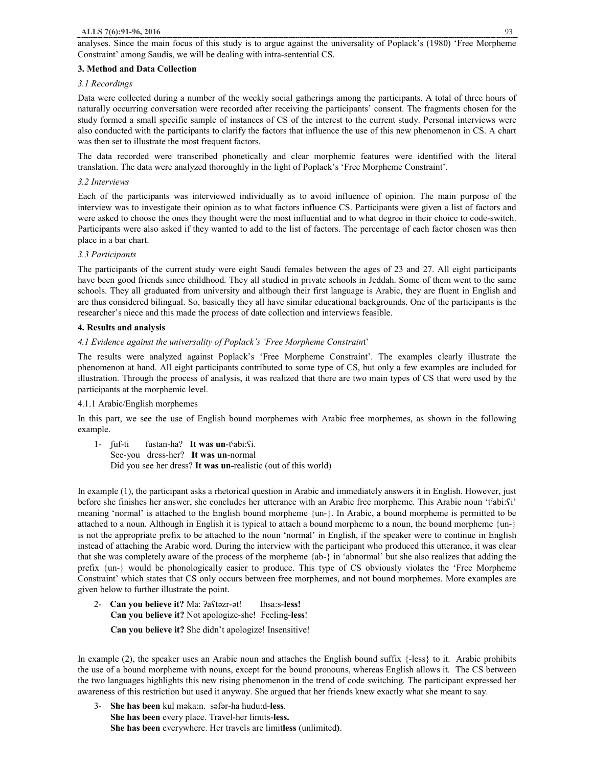analyses. Since the main focus of this study is to argue against the universality of Poplack's (1980) 'Free Morpheme Constraint' among Saudis, we will be dealing with intra-sentential CS.

### 3. Method and Data Collection

#### *3.1 Recordings*

Data were collected during a number of the weekly social gatherings among the participants. A total of three hours of naturally occurring conversation were recorded after receiving the participants' consent. The fragments chosen for the study formed a small specific sample of instances of CS of the interest to the current study. Personal interviews were also conducted with the participants to clarify the factors that influence the use of this new phenomenon in CS. A chart was then set to illustrate the most frequent factors.

The data recorded were transcribed phonetically and clear morphemic features were identified with the literal translation. The data were analyzed thoroughly in the light of Poplack's 'Free Morpheme Constraint'.

#### *3.2 Interviews*

Each of the participants was interviewed individually as to avoid influence of opinion. The main purpose of the interview was to investigate their opinion as to what factors influence CS. Participants were given a list of factors and were asked to choose the ones they thought were the most influential and to what degree in their choice to code-switch. Participants were also asked if they wanted to add to the list of factors. The percentage of each factor chosen was then place in a bar chart.

#### *3.3 Participants*

The participants of the current study were eight Saudi females between the ages of 23 and 27. All eight participants have been good friends since childhood. They all studied in private schools in Jeddah. Some of them went to the same schools. They all graduated from university and although their first language is Arabic, they are fluent in English and are thus considered bilingual. So, basically they all have similar educational backgrounds. One of the participants is the researcher's niece and this made the process of date collection and interviews feasible.

### 4. Results and analysis

#### *4.1 Evidence against the universality of Poplack's 'Free Morpheme Constraint*'

The results were analyzed against Poplack's 'Free Morpheme Constraint'. The examples clearly illustrate the phenomenon at hand. All eight participants contributed to some type of CS, but only a few examples are included for illustration. Through the process of analysis, it was realized that there are two main types of CS that were used by the participants at the morphemic level.

4.1.1 Arabic/English morphemes

In this part, we see the use of English bound morphemes with Arabic free morphemes, as shown in the following example.

1- ʃuf-ti fustan-ha? **It was un**-tˤabi:ʕi.
See-you dress-her? **It was un**-normal
Did you see her dress? **It was un-**realistic (out of this world)

In example (1), the participant asks a rhetorical question in Arabic and immediately answers it in English. However, just before she finishes her answer, she concludes her utterance with an Arabic free morpheme. This Arabic noun 'tˤabi:ʕi' meaning 'normal' is attached to the English bound morpheme {un-}. In Arabic, a bound morpheme is permitted to be attached to a noun. Although in English it is typical to attach a bound morpheme to a noun, the bound morpheme {un-} is not the appropriate prefix to be attached to the noun 'normal' in English, if the speaker were to continue in English instead of attaching the Arabic word. During the interview with the participant who produced this utterance, it was clear that she was completely aware of the process of the morpheme {ab-} in 'abnormal' but she also realizes that adding the prefix {un-} would be phonologically easier to produce. This type of CS obviously violates the 'Free Morpheme Constraint' which states that CS only occurs between free morphemes, and not bound morphemes. More examples are given below to further illustrate the point.

2- **Can you believe it?** Ma: ʔaʕtəzr-ət! Iħsa:s-**less!**
**Can you believe it?** Not apologize-she! Feeling-**less**!
**Can you believe it?** She didn't apologize! Insensitive!

In example (2), the speaker uses an Arabic noun and attaches the English bound suffix {-less} to it. Arabic prohibits the use of a bound morpheme with nouns, except for the bound pronouns, whereas English allows it. The CS between the two languages highlights this new rising phenomenon in the trend of code switching. The participant expressed her awareness of this restriction but used it anyway. She argued that her friends knew exactly what she meant to say.

3- **She has been** kul məka:n. səfər-ha ħudu:d-**less**.
**She has been** every place. Travel-her limits-**less.**
**She has been** everywhere. Her travels are limit**less** (unlimited**)**.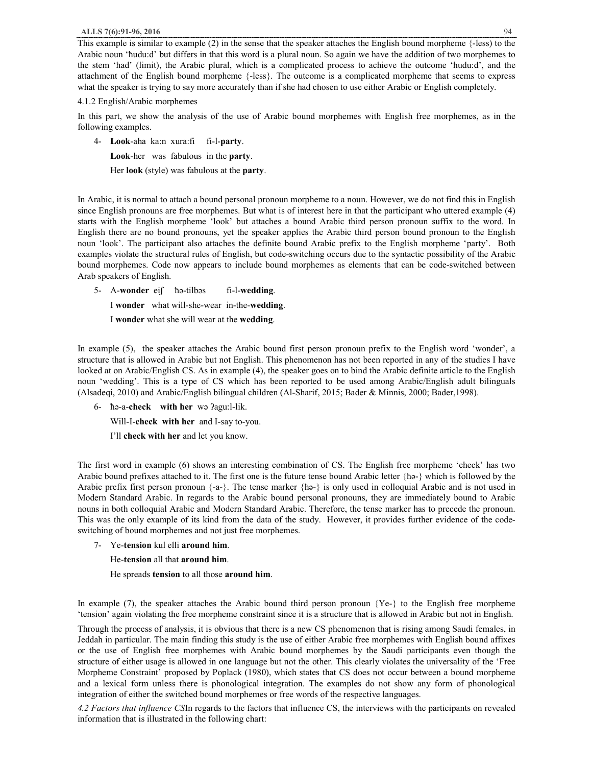This example is similar to example (2) in the sense that the speaker attaches the English bound morpheme {-less) to the Arabic noun 'ħudu:d' but differs in that this word is a plural noun. So again we have the addition of two morphemes to the stem 'ħad' (limit), the Arabic plural, which is a complicated process to achieve the outcome 'ħudu:d', and the attachment of the English bound morpheme {-less}. The outcome is a complicated morpheme that seems to express what the speaker is trying to say more accurately than if she had chosen to use either Arabic or English completely.

4.1.2 English/Arabic morphemes

In this part, we show the analysis of the use of Arabic bound morphemes with English free morphemes, as in the following examples.

4- **Look**-aha ka:n xura:fi fi-l-**party**.

**Look**-her was fabulous in the **party**.

Her **look** (style) was fabulous at the **party**.

In Arabic, it is normal to attach a bound personal pronoun morpheme to a noun. However, we do not find this in English since English pronouns are free morphemes. But what is of interest here in that the participant who uttered example (4) starts with the English morpheme 'look' but attaches a bound Arabic third person pronoun suffix to the word. In English there are no bound pronouns, yet the speaker applies the Arabic third person bound pronoun to the English noun 'look'. The participant also attaches the definite bound Arabic prefix to the English morpheme 'party'. Both examples violate the structural rules of English, but code-switching occurs due to the syntactic possibility of the Arabic bound morphemes. Code now appears to include bound morphemes as elements that can be code-switched between Arab speakers of English.

5- A-**wonder** eiʃ ħə-tilbəs fi-l-**wedding**.

I **wonder** what will-she-wear in-the-**wedding**.

I **wonder** what she will wear at the **wedding**.

In example (5), the speaker attaches the Arabic bound first person pronoun prefix to the English word 'wonder', a structure that is allowed in Arabic but not English. This phenomenon has not been reported in any of the studies I have looked at on Arabic/English CS. As in example (4), the speaker goes on to bind the Arabic definite article to the English noun 'wedding'. This is a type of CS which has been reported to be used among Arabic/English adult bilinguals (Alsadeqi, 2010) and Arabic/English bilingual children (Al-Sharif, 2015; Bader & Minnis, 2000; Bader,1998).

6- ħə-a-**check** **with her** wə ʔagu:l-lik.

Will-I-**check** **with her** and I-say to-you.

I'll **check with her** and let you know.

The first word in example (6) shows an interesting combination of CS. The English free morpheme 'check' has two Arabic bound prefixes attached to it. The first one is the future tense bound Arabic letter {ħə-} which is followed by the Arabic prefix first person pronoun {-a-}. The tense marker {ħə-} is only used in colloquial Arabic and is not used in Modern Standard Arabic. In regards to the Arabic bound personal pronouns, they are immediately bound to Arabic nouns in both colloquial Arabic and Modern Standard Arabic. Therefore, the tense marker has to precede the pronoun. This was the only example of its kind from the data of the study. However, it provides further evidence of the code-switching of bound morphemes and not just free morphemes.

7- Ye-**tension** kul elli **around him**.

He-**tension** all that **around him**.

He spreads **tension** to all those **around him**.

In example (7), the speaker attaches the Arabic bound third person pronoun {Ye-} to the English free morpheme 'tension' again violating the free morpheme constraint since it is a structure that is allowed in Arabic but not in English.

Through the process of analysis, it is obvious that there is a new CS phenomenon that is rising among Saudi females, in Jeddah in particular. The main finding this study is the use of either Arabic free morphemes with English bound affixes or the use of English free morphemes with Arabic bound morphemes by the Saudi participants even though the structure of either usage is allowed in one language but not the other. This clearly violates the universality of the 'Free Morpheme Constraint' proposed by Poplack (1980), which states that CS does not occur between a bound morpheme and a lexical form unless there is phonological integration. The examples do not show any form of phonological integration of either the switched bound morphemes or free words of the respective languages.

*4.2 Factors that influence CS*In regards to the factors that influence CS, the interviews with the participants on revealed information that is illustrated in the following chart: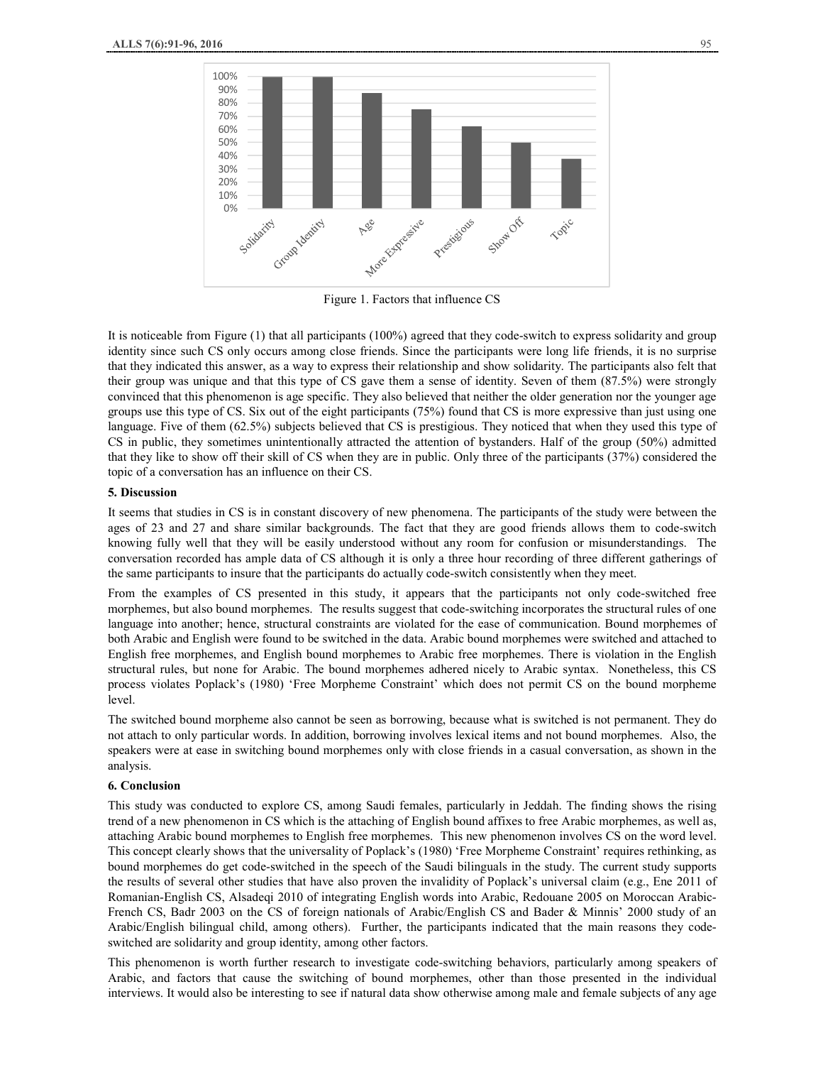Figure 1. Factors that influence CS

It is noticeable from Figure (1) that all participants (100%) agreed that they code-switch to express solidarity and group identity since such CS only occurs among close friends. Since the participants were long life friends, it is no surprise that they indicated this answer, as a way to express their relationship and show solidarity. The participants also felt that their group was unique and that this type of CS gave them a sense of identity. Seven of them (87.5%) were strongly convinced that this phenomenon is age specific. They also believed that neither the older generation nor the younger age groups use this type of CS. Six out of the eight participants (75%) found that CS is more expressive than just using one language. Five of them (62.5%) subjects believed that CS is prestigious. They noticed that when they used this type of CS in public, they sometimes unintentionally attracted the attention of bystanders. Half of the group (50%) admitted that they like to show off their skill of CS when they are in public. Only three of the participants (37%) considered the topic of a conversation has an influence on their CS.

## 5. Discussion

It seems that studies in CS is in constant discovery of new phenomena. The participants of the study were between the ages of 23 and 27 and share similar backgrounds. The fact that they are good friends allows them to code-switch knowing fully well that they will be easily understood without any room for confusion or misunderstandings. The conversation recorded has ample data of CS although it is only a three hour recording of three different gatherings of the same participants to insure that the participants do actually code-switch consistently when they meet.

From the examples of CS presented in this study, it appears that the participants not only code-switched free morphemes, but also bound morphemes. The results suggest that code-switching incorporates the structural rules of one language into another; hence, structural constraints are violated for the ease of communication. Bound morphemes of both Arabic and English were found to be switched in the data. Arabic bound morphemes were switched and attached to English free morphemes, and English bound morphemes to Arabic free morphemes. There is violation in the English structural rules, but none for Arabic. The bound morphemes adhered nicely to Arabic syntax. Nonetheless, this CS process violates Poplack's (1980) 'Free Morpheme Constraint' which does not permit CS on the bound morpheme level.

The switched bound morpheme also cannot be seen as borrowing, because what is switched is not permanent. They do not attach to only particular words. In addition, borrowing involves lexical items and not bound morphemes. Also, the speakers were at ease in switching bound morphemes only with close friends in a casual conversation, as shown in the analysis.

## 6. Conclusion

This study was conducted to explore CS, among Saudi females, particularly in Jeddah. The finding shows the rising trend of a new phenomenon in CS which is the attaching of English bound affixes to free Arabic morphemes, as well as, attaching Arabic bound morphemes to English free morphemes. This new phenomenon involves CS on the word level. This concept clearly shows that the universality of Poplack's (1980) 'Free Morpheme Constraint' requires rethinking, as bound morphemes do get code-switched in the speech of the Saudi bilinguals in the study. The current study supports the results of several other studies that have also proven the invalidity of Poplack's universal claim (e.g., Ene 2011 of Romanian-English CS, Alsadeqi 2010 of integrating English words into Arabic, Redouane 2005 on Moroccan Arabic-French CS, Badr 2003 on the CS of foreign nationals of Arabic/English CS and Bader & Minnis' 2000 study of an Arabic/English bilingual child, among others). Further, the participants indicated that the main reasons they code-switched are solidarity and group identity, among other factors.

This phenomenon is worth further research to investigate code-switching behaviors, particularly among speakers of Arabic, and factors that cause the switching of bound morphemes, other than those presented in the individual interviews. It would also be interesting to see if natural data show otherwise among male and female subjects of any age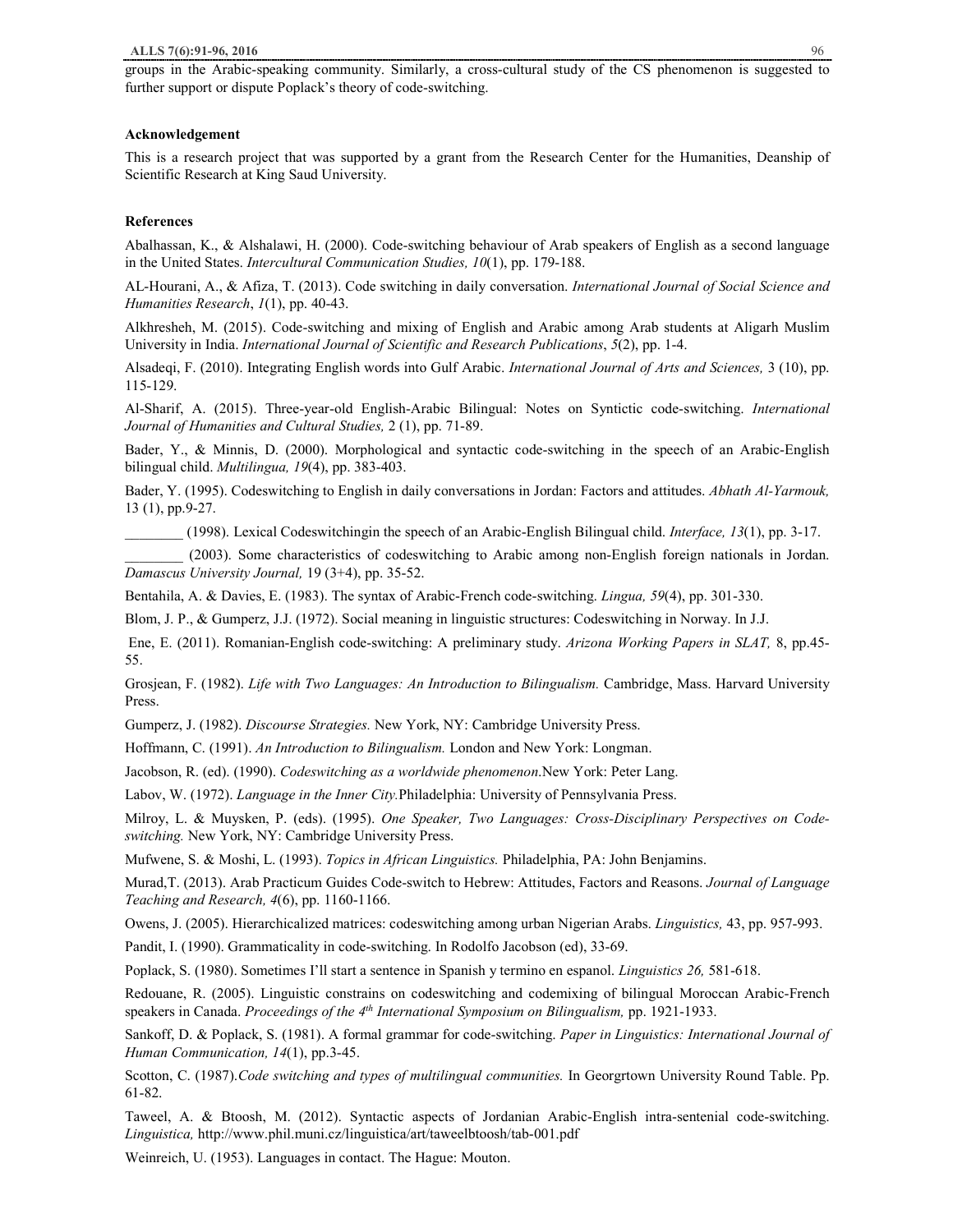groups in the Arabic-speaking community. Similarly, a cross-cultural study of the CS phenomenon is suggested to further support or dispute Poplack's theory of code-switching.

### Acknowledgement

This is a research project that was supported by a grant from the Research Center for the Humanities, Deanship of Scientific Research at King Saud University.

### References

Abalhassan, K., & Alshalawi, H. (2000). Code-switching behaviour of Arab speakers of English as a second language in the United States. *Intercultural Communication Studies, 10*(1), pp. 179-188.

AL-Hourani, A., & Afiza, T. (2013). Code switching in daily conversation. *International Journal of Social Science and Humanities Research*, *1*(1), pp. 40-43.

Alkhresheh, M. (2015). Code-switching and mixing of English and Arabic among Arab students at Aligarh Muslim University in India. *International Journal of Scientific and Research Publications*, *5*(2), pp. 1-4.

Alsadeqi, F. (2010). Integrating English words into Gulf Arabic. *International Journal of Arts and Sciences,* 3 (10), pp. 115-129.

Al-Sharif, A. (2015). Three-year-old English-Arabic Bilingual: Notes on Syntictic code-switching. *International Journal of Humanities and Cultural Studies,* 2 (1), pp. 71-89.

Bader, Y., & Minnis, D. (2000). Morphological and syntactic code-switching in the speech of an Arabic-English bilingual child. *Multilingua, 19*(4), pp. 383-403.

Bader, Y. (1995). Codeswitching to English in daily conversations in Jordan: Factors and attitudes. *Abhath Al-Yarmouk,* 13 (1), pp.9-27.

________ (1998). Lexical Codeswitchingin the speech of an Arabic-English Bilingual child. *Interface, 13*(1), pp. 3-17.

________ (2003). Some characteristics of codeswitching to Arabic among non-English foreign nationals in Jordan. *Damascus University Journal,* 19 (3+4), pp. 35-52.

Bentahila, A. & Davies, E. (1983). The syntax of Arabic-French code-switching. *Lingua, 59*(4), pp. 301-330.

Blom, J. P., & Gumperz, J.J. (1972). Social meaning in linguistic structures: Codeswitching in Norway. In J.J.

Ene, E. (2011). Romanian-English code-switching: A preliminary study. *Arizona Working Papers in SLAT,* 8, pp.45-55.

Grosjean, F. (1982). *Life with Two Languages: An Introduction to Bilingualism.* Cambridge, Mass. Harvard University Press.

Gumperz, J. (1982). *Discourse Strategies.* New York, NY: Cambridge University Press.

Hoffmann, C. (1991). *An Introduction to Bilingualism.* London and New York: Longman.

Jacobson, R. (ed). (1990). *Codeswitching as a worldwide phenomenon*.New York: Peter Lang.

Labov, W. (1972). *Language in the Inner City.*Philadelphia: University of Pennsylvania Press.

Milroy, L. & Muysken, P. (eds). (1995). *One Speaker, Two Languages: Cross-Disciplinary Perspectives on Code-switching.* New York, NY: Cambridge University Press.

Mufwene, S. & Moshi, L. (1993). *Topics in African Linguistics.* Philadelphia, PA: John Benjamins.

Murad,T. (2013). Arab Practicum Guides Code-switch to Hebrew: Attitudes, Factors and Reasons. *Journal of Language Teaching and Research, 4*(6), pp. 1160-1166.

Owens, J. (2005). Hierarchicalized matrices: codeswitching among urban Nigerian Arabs. *Linguistics,* 43, pp. 957-993.

Pandit, I. (1990). Grammaticality in code-switching. In Rodolfo Jacobson (ed), 33-69.

Poplack, S. (1980). Sometimes I'll start a sentence in Spanish y termino en espanol. *Linguistics 26,* 581-618.

Redouane, R. (2005). Linguistic constrains on codeswitching and codemixing of bilingual Moroccan Arabic-French speakers in Canada. *Proceedings of the 4th International Symposium on Bilingualism,* pp. 1921-1933.

Sankoff, D. & Poplack, S. (1981). A formal grammar for code-switching. *Paper in Linguistics: International Journal of Human Communication, 14*(1), pp.3-45.

Scotton, C. (1987).*Code switching and types of multilingual communities.* In Georgrtown University Round Table. Pp. 61-82.

Taweel, A. & Btoosh, M. (2012). Syntactic aspects of Jordanian Arabic-English intra-sentenial code-switching. *Linguistica,* http://www.phil.muni.cz/linguistica/art/taweelbtoosh/tab-001.pdf

Weinreich, U. (1953). Languages in contact. The Hague: Mouton.